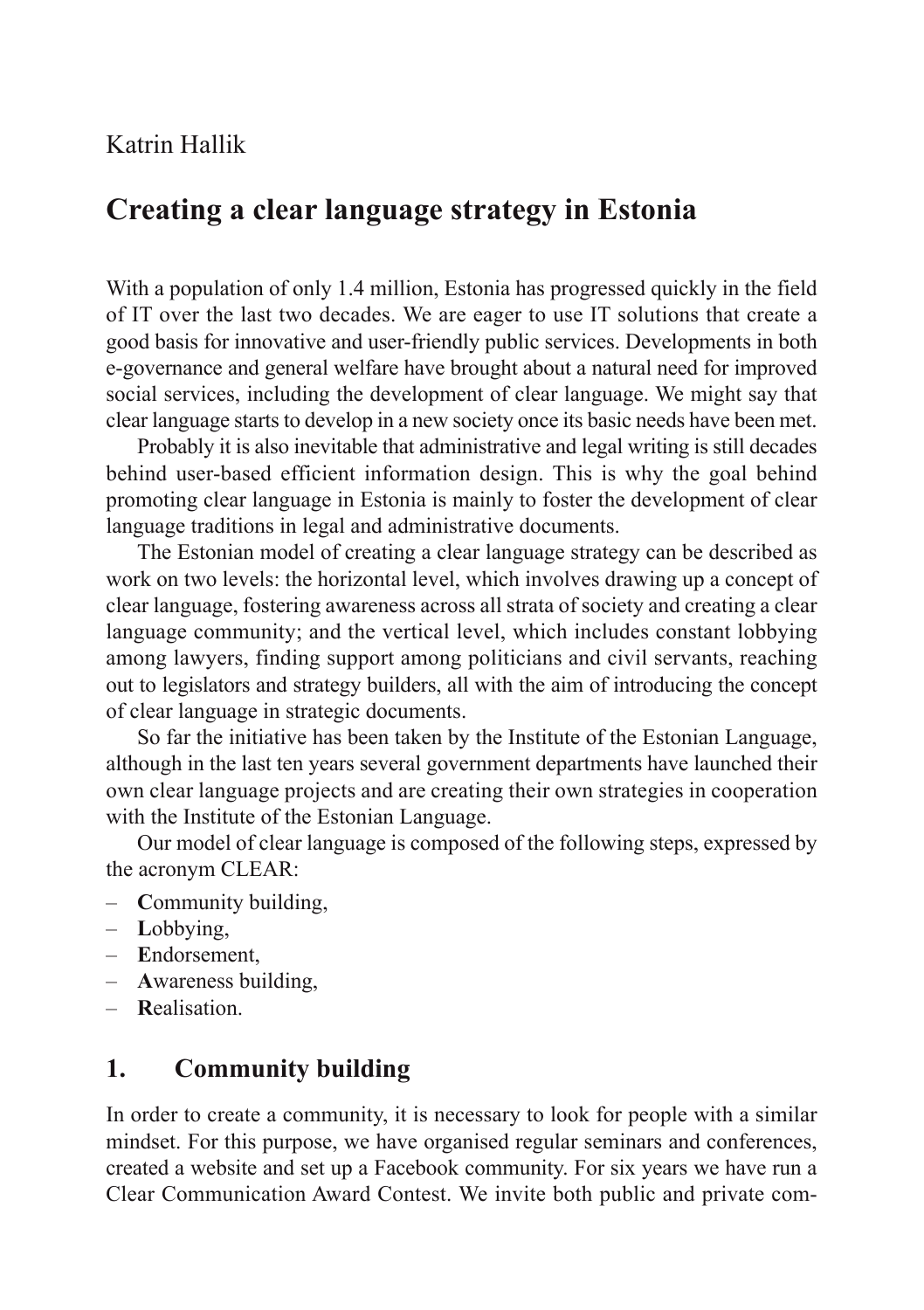Katrin Hallik

# Creating a clear language strategy in Estonia

With a population of only 1.4 million, Estonia has progressed quickly in the field of IT over the last two decades. We are eager to use IT solutions that create a good basis for innovative and user-friendly public services. Developments in both e-governance and general welfare have brought about a natural need for improved social services, including the development of clear language. We might say that clear language starts to develop in a new society once its basic needs have been met.

Probably it is also inevitable that administrative and legal writing is still decades behind user-based efficient information design. This is why the goal behind promoting clear language in Estonia is mainly to foster the development of clear language traditions in legal and administrative documents.

The Estonian model of creating a clear language strategy can be described as work on two levels: the horizontal level, which involves drawing up a concept of clear language, fostering awareness across all strata of society and creating a clear language community; and the vertical level, which includes constant lobbying among lawyers, finding support among politicians and civil servants, reaching out to legislators and strategy builders, all with the aim of introducing the concept of clear language in strategic documents.

So far the initiative has been taken by the Institute of the Estonian Language, although in the last ten years several government departments have launched their own clear language projects and are creating their own strategies in cooperation with the Institute of the Estonian Language.

Our model of clear language is composed of the following steps, expressed by the acronym CLEAR:

– **C**ommunity building,
– **L**obbying,
– **E**ndorsement,
– **A**wareness building,
– **R**ealisation.

## 1. Community building

In order to create a community, it is necessary to look for people with a similar mindset. For this purpose, we have organised regular seminars and conferences, created a website and set up a Facebook community. For six years we have run a Clear Communication Award Contest. We invite both public and private com-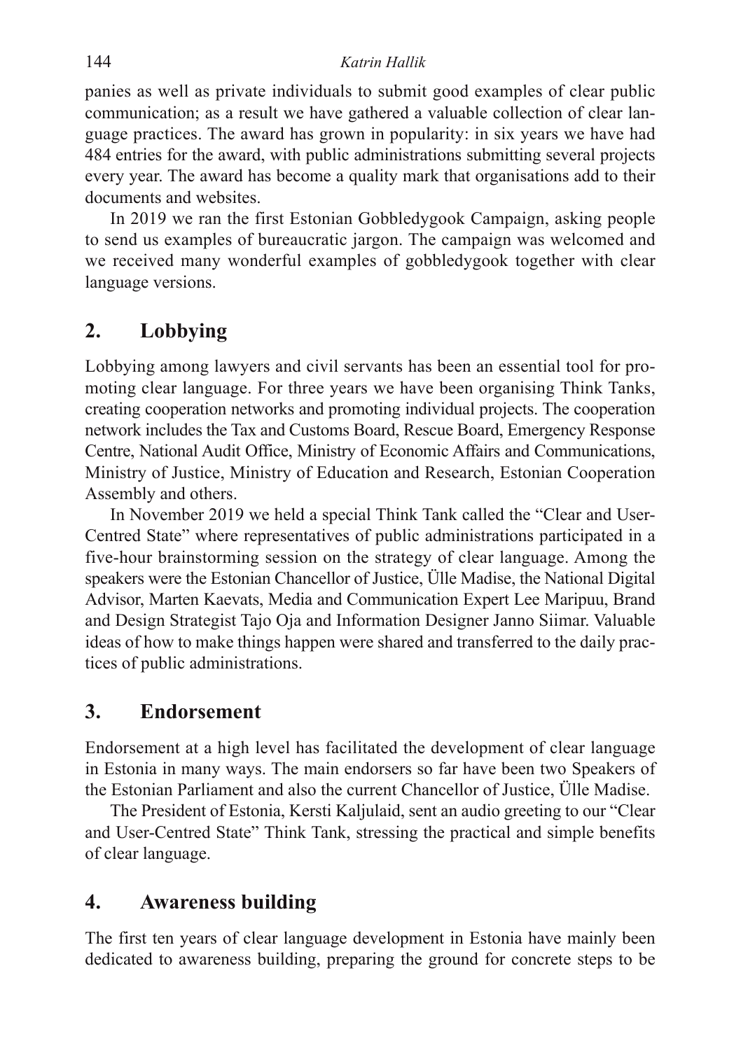panies as well as private individuals to submit good examples of clear public communication; as a result we have gathered a valuable collection of clear language practices. The award has grown in popularity: in six years we have had 484 entries for the award, with public administrations submitting several projects every year. The award has become a quality mark that organisations add to their documents and websites.

In 2019 we ran the first Estonian Gobbledygook Campaign, asking people to send us examples of bureaucratic jargon. The campaign was welcomed and we received many wonderful examples of gobbledygook together with clear language versions.

## 2. Lobbying

Lobbying among lawyers and civil servants has been an essential tool for promoting clear language. For three years we have been organising Think Tanks, creating cooperation networks and promoting individual projects. The cooperation network includes the Tax and Customs Board, Rescue Board, Emergency Response Centre, National Audit Office, Ministry of Economic Affairs and Communications, Ministry of Justice, Ministry of Education and Research, Estonian Cooperation Assembly and others.

In November 2019 we held a special Think Tank called the "Clear and User-Centred State" where representatives of public administrations participated in a five-hour brainstorming session on the strategy of clear language. Among the speakers were the Estonian Chancellor of Justice, Ülle Madise, the National Digital Advisor, Marten Kaevats, Media and Communication Expert Lee Maripuu, Brand and Design Strategist Tajo Oja and Information Designer Janno Siimar. Valuable ideas of how to make things happen were shared and transferred to the daily practices of public administrations.

## 3. Endorsement

Endorsement at a high level has facilitated the development of clear language in Estonia in many ways. The main endorsers so far have been two Speakers of the Estonian Parliament and also the current Chancellor of Justice, Ülle Madise.

The President of Estonia, Kersti Kaljulaid, sent an audio greeting to our "Clear and User-Centred State" Think Tank, stressing the practical and simple benefits of clear language.

## 4. Awareness building

The first ten years of clear language development in Estonia have mainly been dedicated to awareness building, preparing the ground for concrete steps to be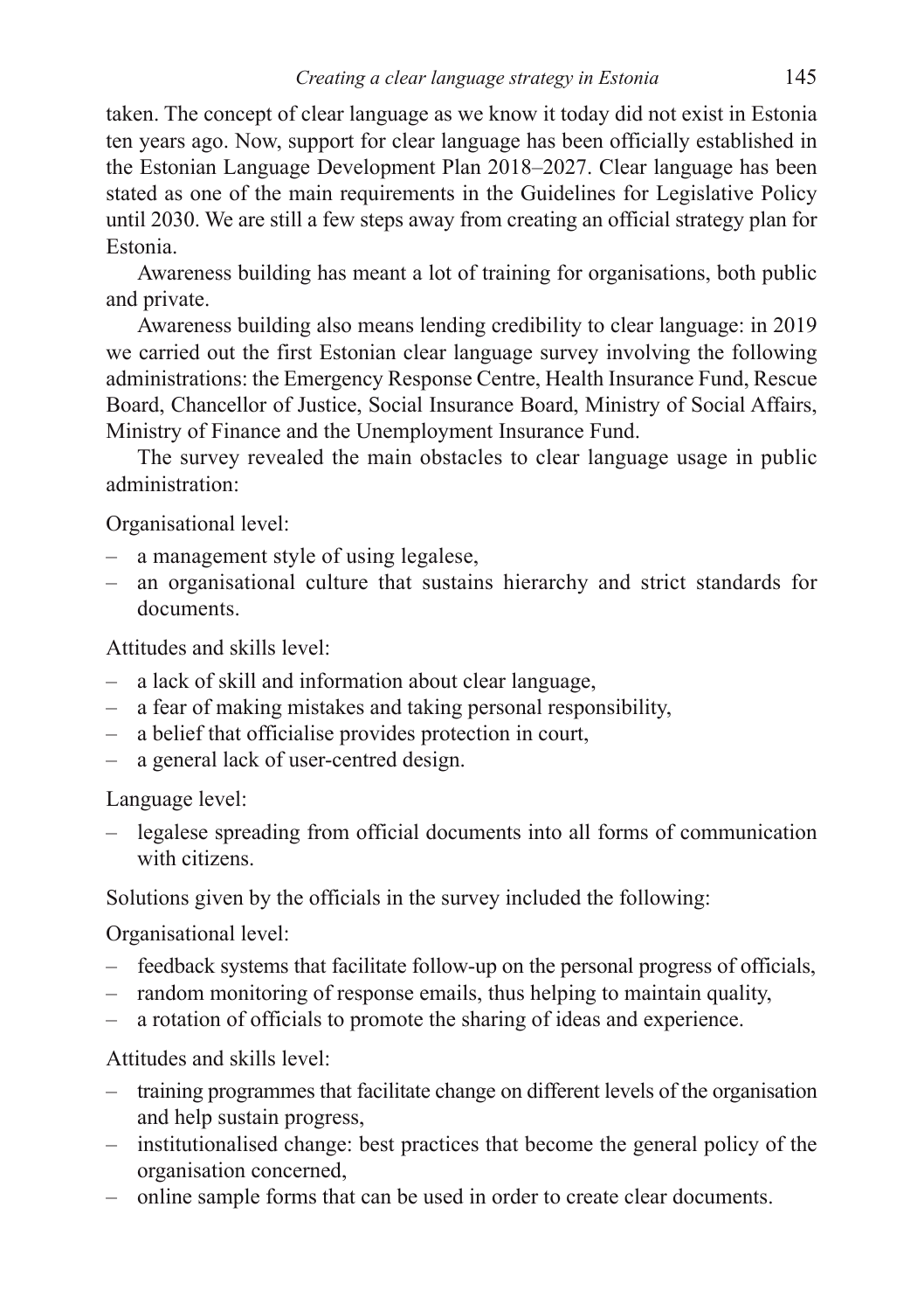taken. The concept of clear language as we know it today did not exist in Estonia ten years ago. Now, support for clear language has been officially established in the Estonian Language Development Plan 2018–2027. Clear language has been stated as one of the main requirements in the Guidelines for Legislative Policy until 2030. We are still a few steps away from creating an official strategy plan for Estonia.

Awareness building has meant a lot of training for organisations, both public and private.

Awareness building also means lending credibility to clear language: in 2019 we carried out the first Estonian clear language survey involving the following administrations: the Emergency Response Centre, Health Insurance Fund, Rescue Board, Chancellor of Justice, Social Insurance Board, Ministry of Social Affairs, Ministry of Finance and the Unemployment Insurance Fund.

The survey revealed the main obstacles to clear language usage in public administration:

Organisational level:

– a management style of using legalese,
– an organisational culture that sustains hierarchy and strict standards for documents.

Attitudes and skills level:

– a lack of skill and information about clear language,
– a fear of making mistakes and taking personal responsibility,
– a belief that officialise provides protection in court,
– a general lack of user-centred design.

Language level:

– legalese spreading from official documents into all forms of communication with citizens.

Solutions given by the officials in the survey included the following:

Organisational level:

– feedback systems that facilitate follow-up on the personal progress of officials,
– random monitoring of response emails, thus helping to maintain quality,
– a rotation of officials to promote the sharing of ideas and experience.

Attitudes and skills level:

– training programmes that facilitate change on different levels of the organisation and help sustain progress,
– institutionalised change: best practices that become the general policy of the organisation concerned,
– online sample forms that can be used in order to create clear documents.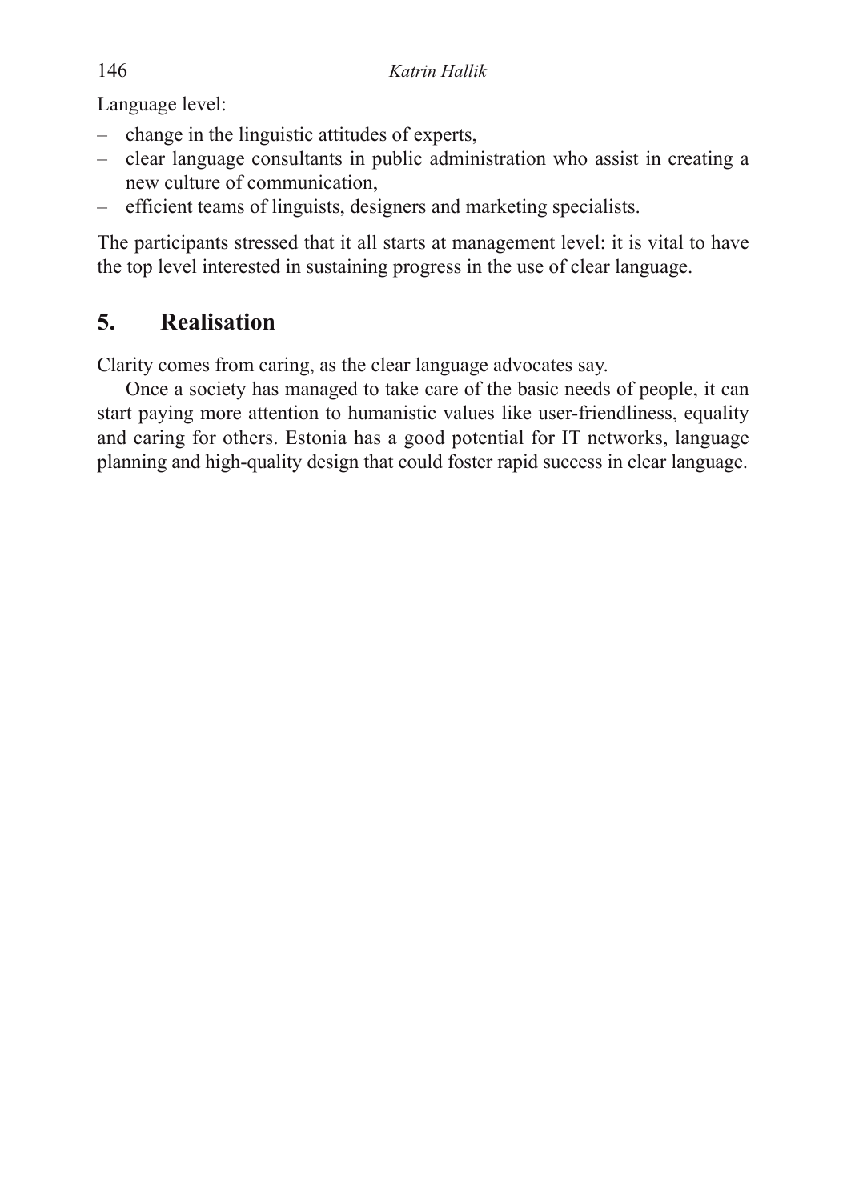Language level:

- change in the linguistic attitudes of experts,
- clear language consultants in public administration who assist in creating a new culture of communication,
- efficient teams of linguists, designers and marketing specialists.

The participants stressed that it all starts at management level: it is vital to have the top level interested in sustaining progress in the use of clear language.

## 5. Realisation

Clarity comes from caring, as the clear language advocates say.

Once a society has managed to take care of the basic needs of people, it can start paying more attention to humanistic values like user-friendliness, equality and caring for others. Estonia has a good potential for IT networks, language planning and high-quality design that could foster rapid success in clear language.